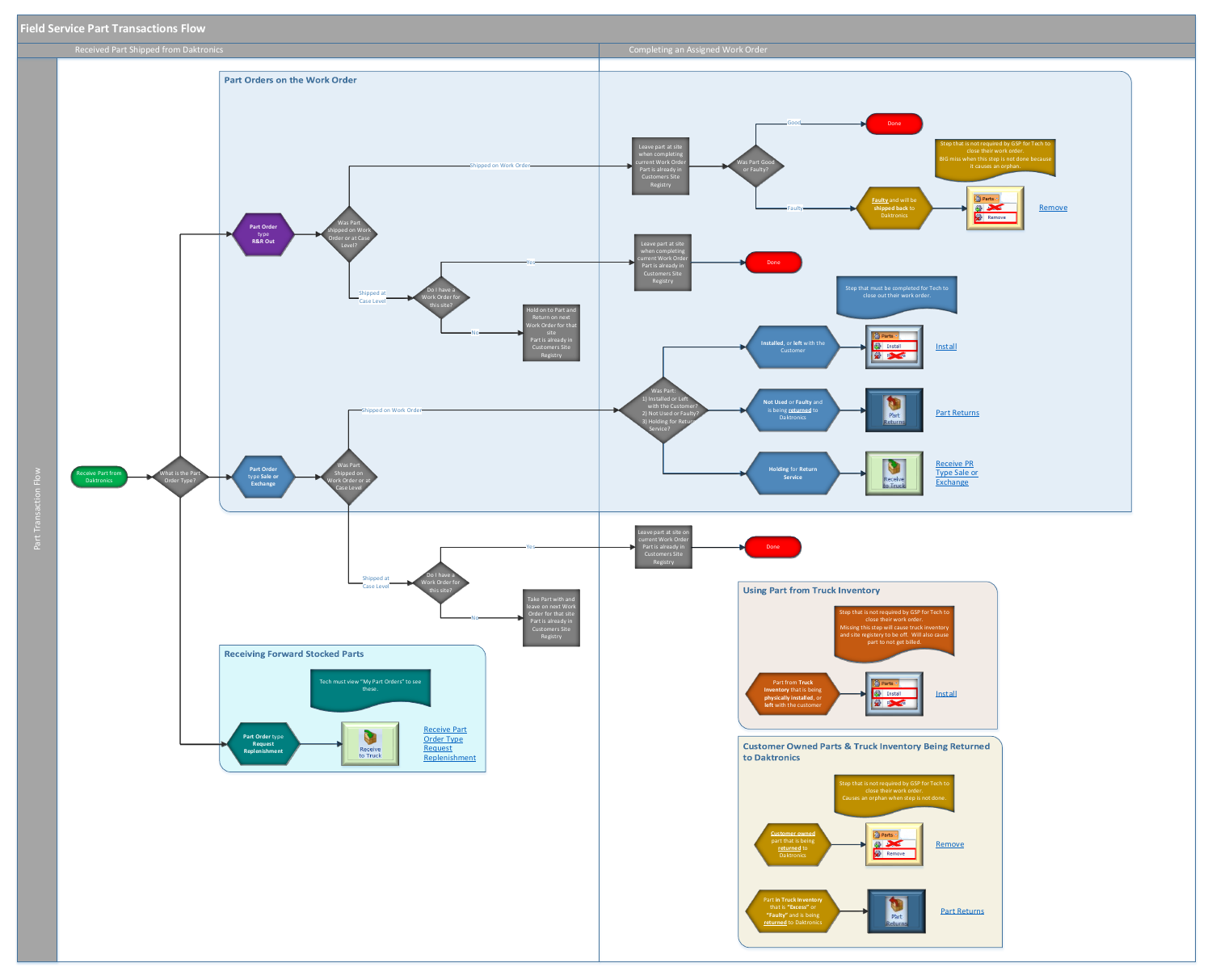# Field Service Part Transactions Flow

**Received Part Shipped from Daktronics** | **Completing an Assigned Work Order**

Part Transaction Flow

## Part Orders on the Work Order

- Receive Part from Daktronics
- What is the Part Order Type?
- Part Order type **R&R Out**
  - Was Part shipped on Work Order or at Case Level?
    - Shipped on Work Order → Leave part at site when completing current Work Order. Part is already in Customers Site Registry → Was Part Good or Faulty?
      - Good → Done
      - Faulty → **Faulty** and will be **shipped back** to Daktronics → Parts / Remove → Remove
    - Shipped at Case Level → Do I have a Work Order for this site?
      - Yes → Leave part at site when completing current Work Order. Part is already in Customers Site Registry → Done
      - No → Hold on to Part and Return on next Work Order for that site. Part is already in Customers Site Registry
- Part Order type **Sale or Exchange**
  - Was Part Shipped on Work Order or at Case Level?
    - Shipped on Work Order → Was Part: 1) Installed or Left with the Customer? 2) Not Used or Faulty? 3) Holding for Return Service?
      - **Installed**, or **left** with the Customer → Parts / Install → Install
      - **Not Used** or **Faulty** and is being **returned** to Daktronics → Part Returns → Part Returns
      - **Holding for Return Service** → Receive to Truck → Receive PR Type Sale or Exchange
    - Shipped at Case Level → Do I have a Work Order for this site?
      - Yes → Leave part at site on current Work Order. Part is already in Customers Site Registry → Done
      - No → Take Part with and leave on next Work Order for that site. Part is already in Customers Site Registry

Step that is not required by GSP for Tech to close their work order. BIG miss when this step is not done because it causes an orphan.

Step that must be completed for Tech to close out their work order.

## Receiving Forward Stocked Parts

Tech must view "My Part Orders" to see these.

- Part Order type **Request Replenishment** → Receive to Truck → Receive Part Order Type Request Replenishment

## Using Part from Truck Inventory

Step that is not required by GSP for Tech to close their work order. Missing this step will cause truck inventory and site registry to be off. Will also cause part to not get billed.

- Part from **Truck Inventory** that is being **physically installed**, or **left** with the customer → Parts / Install → Install

## Customer Owned Parts & Truck Inventory Being Returned to Daktronics

Step that is not required by GSP for Tech to close their work order. Causes an orphan when step is not done.

- **Customer owned** part that is being **returned** to Daktronics → Parts / Remove → Remove
- Part **in Truck Inventory** that is **"Excess"** or **"Faulty"** and is being **returned** to Daktronics → Part Returns → Part Returns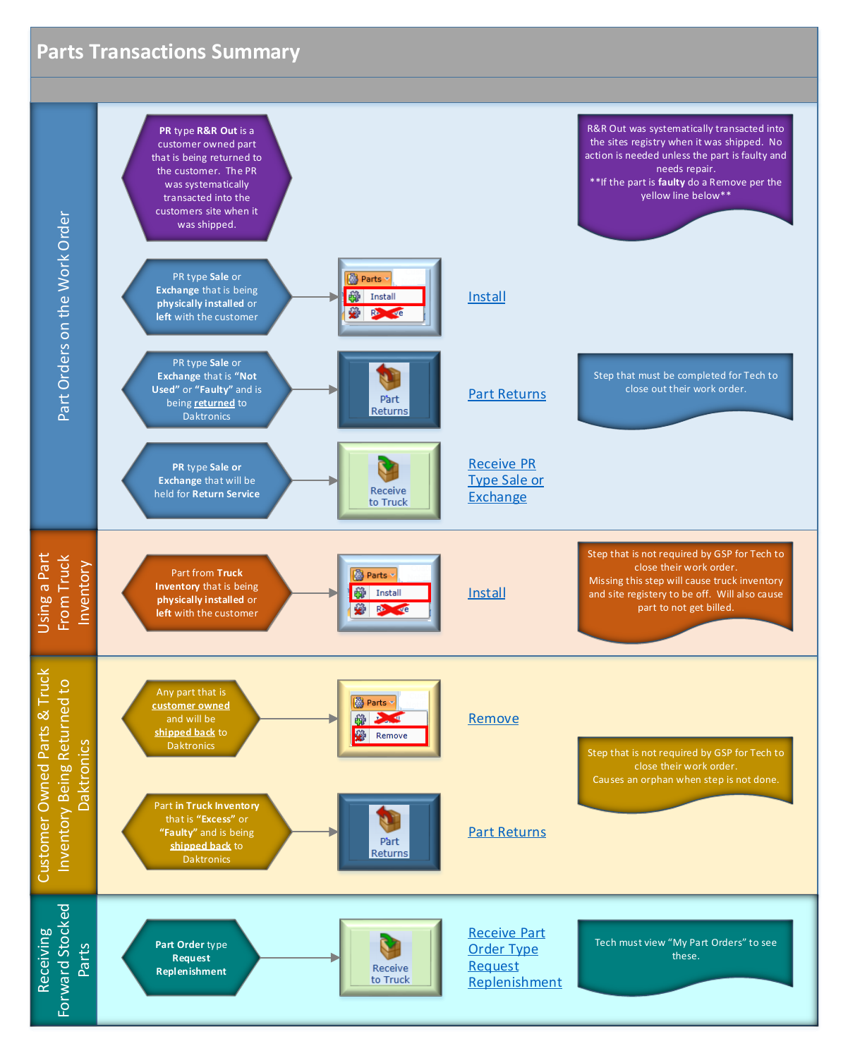# Parts Transactions Summary

## Part Orders on the Work Order

**PR** type **R&R Out** is a customer owned part that is being returned to the customer. The PR was systematically transacted into the customers site when it was shipped.

R&R Out was systematically transacted into the sites registry when it was shipped. No action is needed unless the part is faulty and needs repair.
**If the part is **faulty** do a Remove per the yellow line below**

PR type **Sale** or **Exchange** that is being **physically installed** or **left** with the customer → Parts: Install → Install

PR type **Sale** or **Exchange** that is **"Not Used"** or **"Faulty"** and is being **returned** to Daktronics → Part Returns → Part Returns

Step that must be completed for Tech to close out their work order.

**PR** type **Sale or Exchange** that will be held for **Return Service** → Receive to Truck → Receive PR Type Sale or Exchange

## Using a Part From Truck Inventory

Part from **Truck Inventory** that is being **physically installed** or **left** with the customer → Parts: Install → Install

Step that is not required by GSP for Tech to close their work order.
Missing this step will cause truck inventory and site registery to be off. Will also cause part to not get billed.

## Customer Owned Parts & Truck Inventory Being Returned to Daktronics

Any part that is **customer owned** and will be **shipped back** to Daktronics → Parts: Remove → Remove

Step that is not required by GSP for Tech to close their work order.
Causes an orphan when step is not done.

Part **in Truck Inventory** that is **"Excess"** or **"Faulty"** and is being **shipped back** to Daktronics → Part Returns → Part Returns

## Receiving Forward Stocked Parts

**Part Order** type **Request Replenishment** → Receive to Truck → Receive Part Order Type Request Replenishment

Tech must view "My Part Orders" to see these.